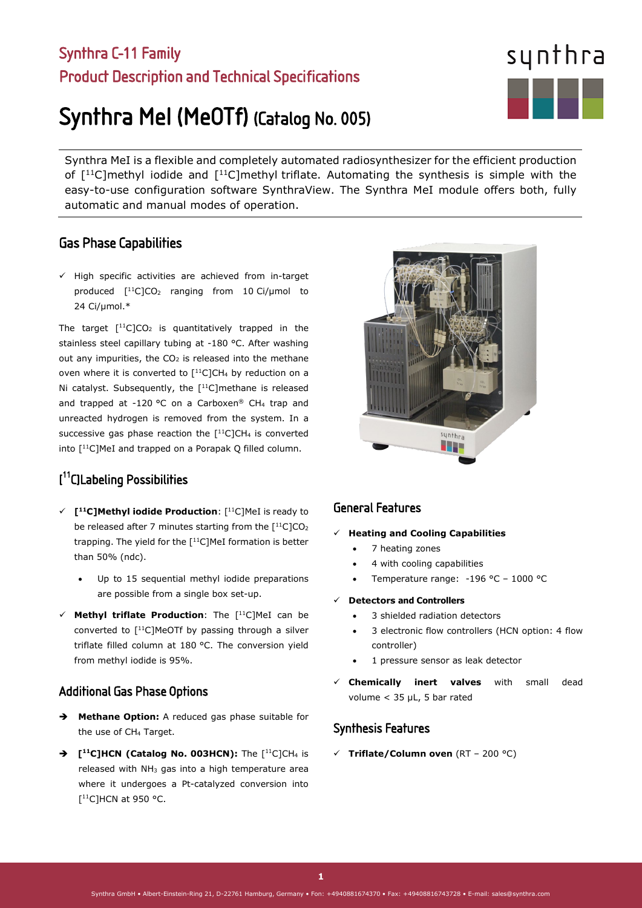# Synthra C-11 Family

## Product Description and Technical Specifications

# Synthra MeI (MeOTf) (Catalog No. 005)

Synthra MeI is a flexible and completely automated radiosynthesizer for the efficient production of [$^{11}$C]methyl iodide and [$^{11}$C]methyl triflate. Automating the synthesis is simple with the easy-to-use configuration software SynthraView. The Synthra MeI module offers both, fully automatic and manual modes of operation.

## Gas Phase Capabilities

- ✓ High specific activities are achieved from in-target produced [$^{11}$C]$CO_2$ ranging from 10 Ci/µmol to 24 Ci/µmol.*

The target [$^{11}$C]$CO_2$ is quantitatively trapped in the stainless steel capillary tubing at -180 °C. After washing out any impurities, the $CO_2$ is released into the methane oven where it is converted to [$^{11}$C]$CH_4$ by reduction on a Ni catalyst. Subsequently, the [$^{11}$C]methane is released and trapped at -120 °C on a Carboxen® $CH_4$ trap and unreacted hydrogen is removed from the system. In a successive gas phase reaction the [$^{11}$C]$CH_4$ is converted into [$^{11}$C]MeI and trapped on a Porapak Q filled column.

## [$^{11}$C]Labeling Possibilities

- ✓ **[$^{11}$C]Methyl iodide Production**: [$^{11}$C]MeI is ready to be released after 7 minutes starting from the [$^{11}$C]$CO_2$ trapping. The yield for the [$^{11}$C]MeI formation is better than 50% (ndc).
  - Up to 15 sequential methyl iodide preparations are possible from a single box set-up.
- ✓ **Methyl triflate Production**: The [$^{11}$C]MeI can be converted to [$^{11}$C]MeOTf by passing through a silver triflate filled column at 180 °C. The conversion yield from methyl iodide is 95%.

## Additional Gas Phase Options

- ➔ **Methane Option:** A reduced gas phase suitable for the use of $CH_4$ Target.
- ➔ **[$^{11}$C]HCN (Catalog No. 003HCN):** The [$^{11}$C]$CH_4$ is released with $NH_3$ gas into a high temperature area where it undergoes a Pt-catalyzed conversion into [$^{11}$C]HCN at 950 °C.

## General Features

- ✓ **Heating and Cooling Capabilities**
  - 7 heating zones
  - 4 with cooling capabilities
  - Temperature range: -196 °C – 1000 °C
- ✓ **Detectors and Controllers**
  - 3 shielded radiation detectors
  - 3 electronic flow controllers (HCN option: 4 flow controller)
  - 1 pressure sensor as leak detector
- ✓ **Chemically inert valves** with small dead volume < 35 µL, 5 bar rated

## Synthesis Features

- ✓ **Triflate/Column oven** (RT – 200 °C)

Synthra GmbH • Albert-Einstein-Ring 21, D-22761 Hamburg, Germany • Fon: +4940881674370 • Fax: +49408816743728 • E-mail: sales@synthra.com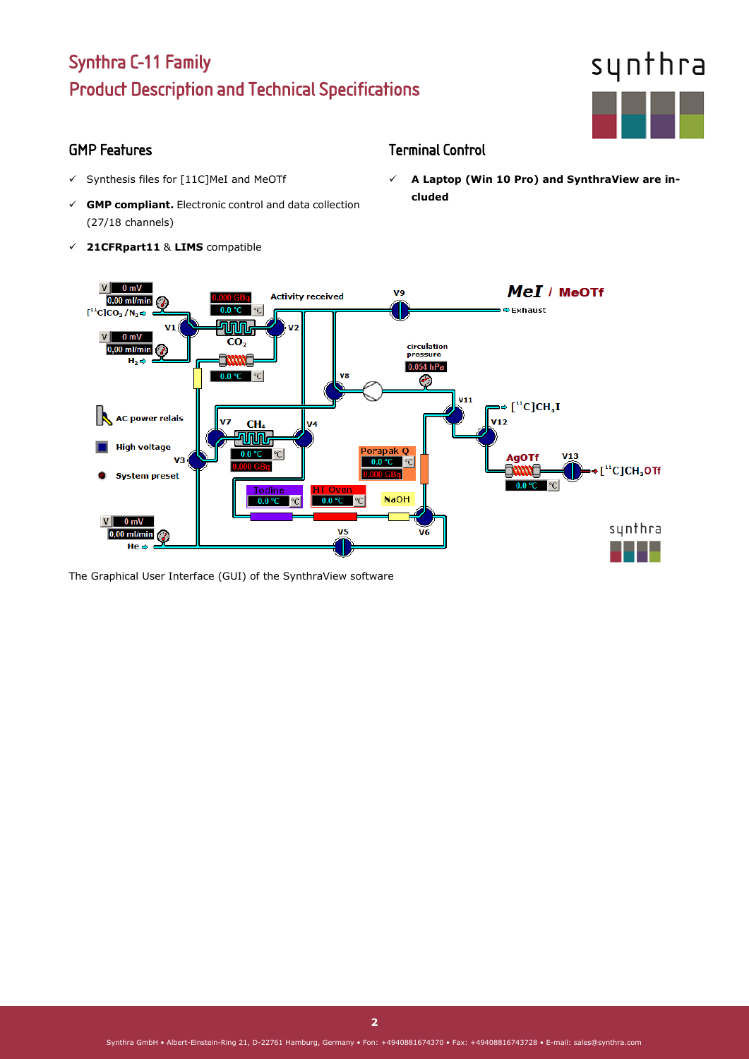# Synthra C-11 Family
## Product Description and Technical Specifications

### GMP Features

- ✓ Synthesis files for [11C]MeI and MeOTf
- ✓ **GMP compliant.** Electronic control and data collection (27/18 channels)
- ✓ **21CFRpart11** & **LIMS** compatible

### Terminal Control

- ✓ **A Laptop (Win 10 Pro) and SynthraView are included**

The Graphical User Interface (GUI) of the SynthraView software